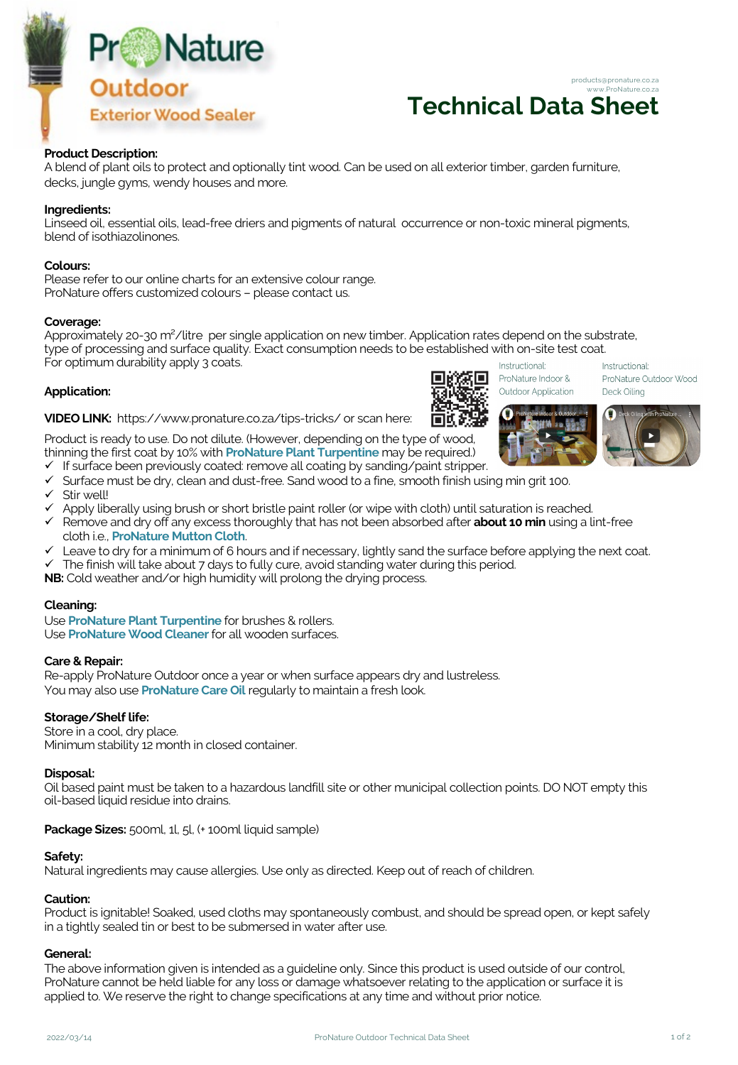# ProNature Outdoor

## Exterior Wood Sealer

products@pronature.co.za
www.ProNature.co.za

# Technical Data Sheet

**Product Description:**
A blend of plant oils to protect and optionally tint wood. Can be used on all exterior timber, garden furniture, decks, jungle gyms, wendy houses and more.

**Ingredients:**
Linseed oil, essential oils, lead-free driers and pigments of natural occurrence or non-toxic mineral pigments, blend of isothiazolinones.

**Colours:**
Please refer to our online charts for an extensive colour range.
ProNature offers customized colours – please contact us.

**Coverage:**
Approximately 20-30 m²/litre per single application on new timber. Application rates depend on the substrate, type of processing and surface quality. Exact consumption needs to be established with on-site test coat.
For optimum durability apply 3 coats.

**Application:**

**VIDEO LINK:** https://www.pronature.co.za/tips-tricks/ or scan here:

Instructional: ProNature Indoor & Outdoor Application

Instructional: ProNature Outdoor Wood Deck Oiling

Product is ready to use. Do not dilute. (However, depending on the type of wood, thinning the first coat by 10% with **ProNature Plant Turpentine** may be required.)

- ✓ If surface been previously coated: remove all coating by sanding/paint stripper.
- ✓ Surface must be dry, clean and dust-free. Sand wood to a fine, smooth finish using min grit 100.
- ✓ Stir well!
- ✓ Apply liberally using brush or short bristle paint roller (or wipe with cloth) until saturation is reached.
- ✓ Remove and dry off any excess thoroughly that has not been absorbed after **about 10 min** using a lint-free cloth i.e., **ProNature Mutton Cloth**.
- ✓ Leave to dry for a minimum of 6 hours and if necessary, lightly sand the surface before applying the next coat.
- ✓ The finish will take about 7 days to fully cure, avoid standing water during this period.

**NB:** Cold weather and/or high humidity will prolong the drying process.

**Cleaning:**
Use **ProNature Plant Turpentine** for brushes & rollers.
Use **ProNature Wood Cleaner** for all wooden surfaces.

**Care & Repair:**
Re-apply ProNature Outdoor once a year or when surface appears dry and lustreless.
You may also use **ProNature Care Oil** regularly to maintain a fresh look.

**Storage/Shelf life:**
Store in a cool, dry place.
Minimum stability 12 month in closed container.

**Disposal:**
Oil based paint must be taken to a hazardous landfill site or other municipal collection points. DO NOT empty this oil-based liquid residue into drains.

**Package Sizes:** 500ml, 1l, 5l, (+ 100ml liquid sample)

**Safety:**
Natural ingredients may cause allergies. Use only as directed. Keep out of reach of children.

**Caution:**
Product is ignitable! Soaked, used cloths may spontaneously combust, and should be spread open, or kept safely in a tightly sealed tin or best to be submersed in water after use.

**General:**
The above information given is intended as a guideline only. Since this product is used outside of our control, ProNature cannot be held liable for any loss or damage whatsoever relating to the application or surface it is applied to. We reserve the right to change specifications at any time and without prior notice.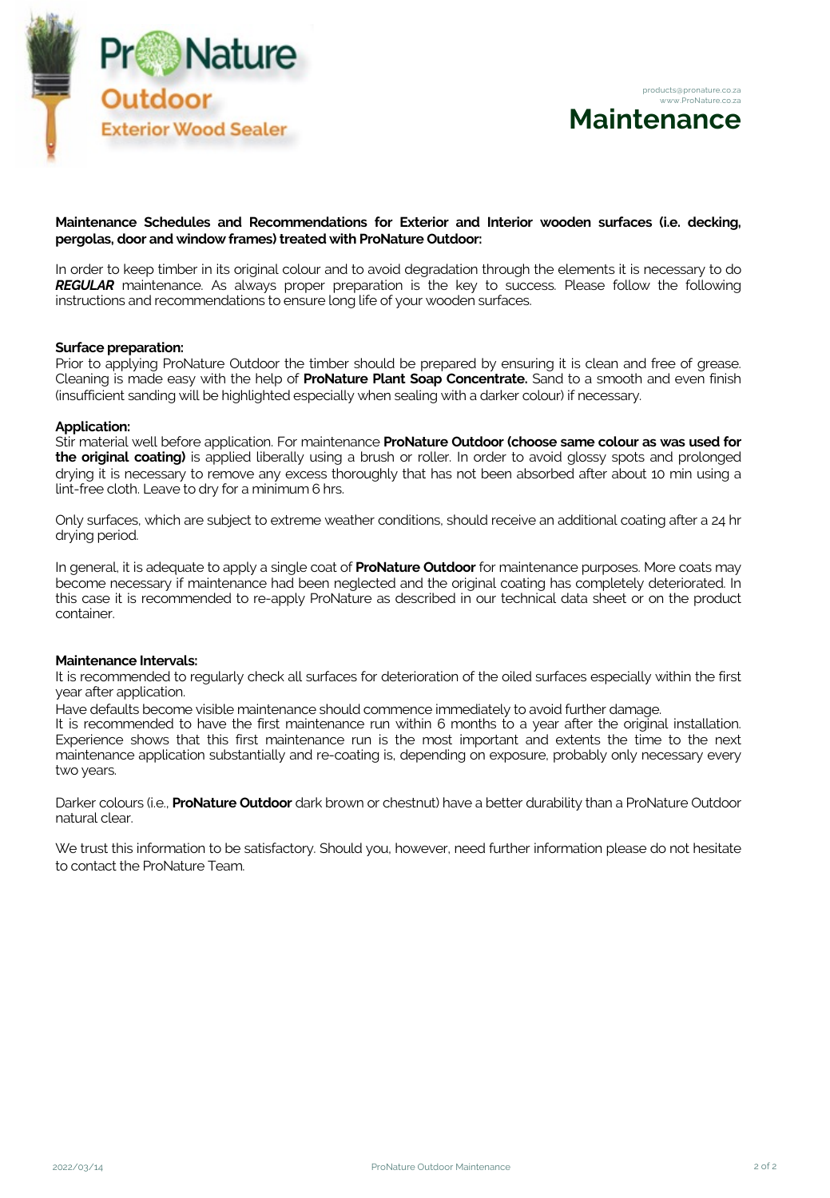ProNature

Outdoor

Exterior Wood Sealer

products@pronature.co.za
www.ProNature.co.za

# Maintenance

**Maintenance Schedules and Recommendations for Exterior and Interior wooden surfaces (i.e. decking, pergolas, door and window frames) treated with ProNature Outdoor:**

In order to keep timber in its original colour and to avoid degradation through the elements it is necessary to do ***REGULAR*** maintenance. As always proper preparation is the key to success. Please follow the following instructions and recommendations to ensure long life of your wooden surfaces.

**Surface preparation:**
Prior to applying ProNature Outdoor the timber should be prepared by ensuring it is clean and free of grease. Cleaning is made easy with the help of **ProNature Plant Soap Concentrate.** Sand to a smooth and even finish (insufficient sanding will be highlighted especially when sealing with a darker colour) if necessary.

**Application:**
Stir material well before application. For maintenance **ProNature Outdoor (choose same colour as was used for the original coating)** is applied liberally using a brush or roller. In order to avoid glossy spots and prolonged drying it is necessary to remove any excess thoroughly that has not been absorbed after about 10 min using a lint-free cloth. Leave to dry for a minimum 6 hrs.

Only surfaces, which are subject to extreme weather conditions, should receive an additional coating after a 24 hr drying period.

In general, it is adequate to apply a single coat of **ProNature Outdoor** for maintenance purposes. More coats may become necessary if maintenance had been neglected and the original coating has completely deteriorated. In this case it is recommended to re-apply ProNature as described in our technical data sheet or on the product container.

**Maintenance Intervals:**
It is recommended to regularly check all surfaces for deterioration of the oiled surfaces especially within the first year after application.
Have defaults become visible maintenance should commence immediately to avoid further damage.
It is recommended to have the first maintenance run within 6 months to a year after the original installation. Experience shows that this first maintenance run is the most important and extents the time to the next maintenance application substantially and re-coating is, depending on exposure, probably only necessary every two years.

Darker colours (i.e., **ProNature Outdoor** dark brown or chestnut) have a better durability than a ProNature Outdoor natural clear.

We trust this information to be satisfactory. Should you, however, need further information please do not hesitate to contact the ProNature Team.

2022/03/14 ProNature Outdoor Maintenance